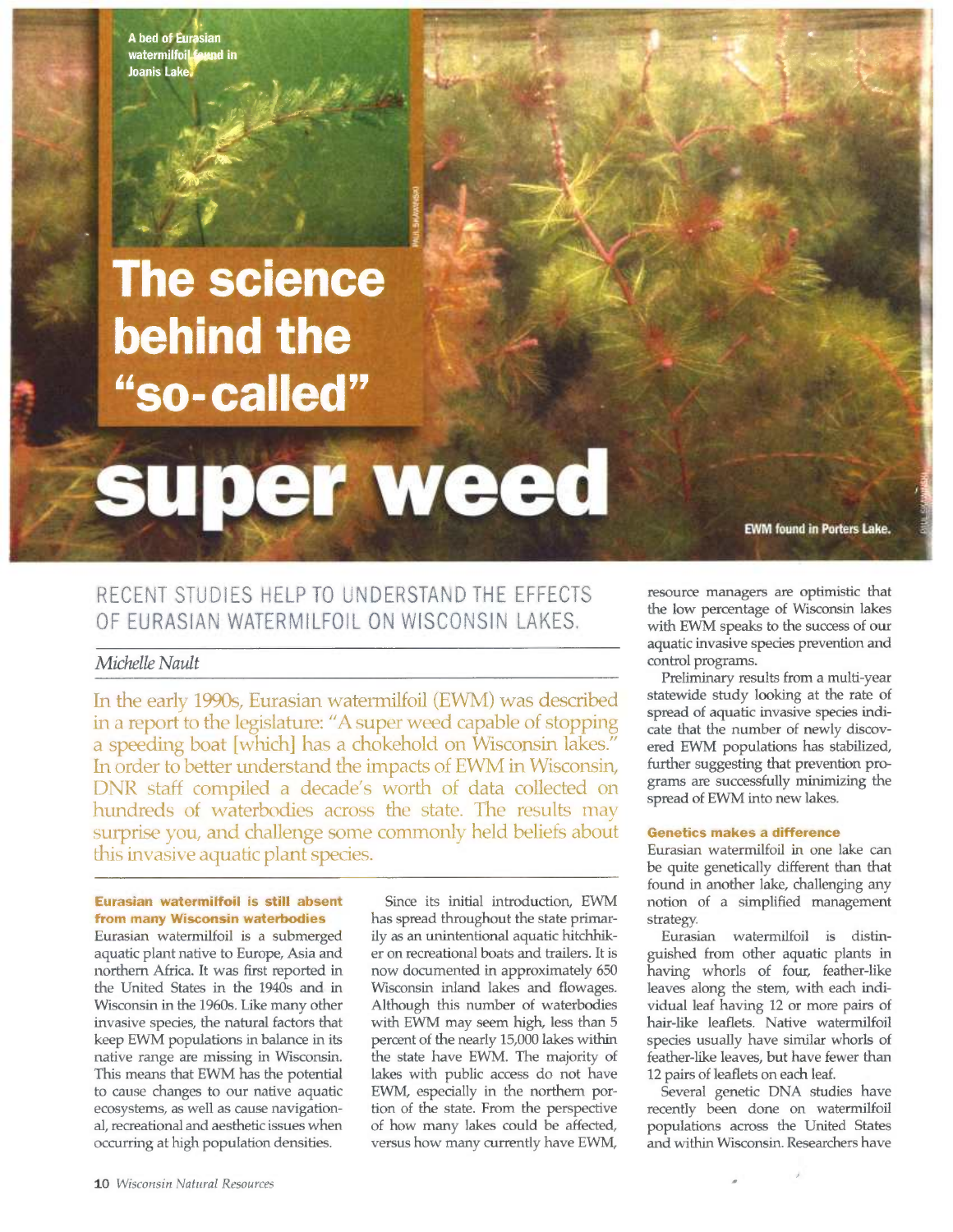# The science behind the "so-called" super weed

A bed of Eurasian watermilfoil found in Joanis Lake.

EWM found in Porters Lake.

## RECENT STUDIES HELP TO UNDERSTAND THE EFFECTS OF EURASIAN WATERMILFOIL ON WISCONSIN LAKES.

*Michelle Nault*

In the early 1990s, Eurasian watermilfoil (EWM) was described in a report to the legislature: "A super weed capable of stopping a speeding boat [which] has a chokehold on Wisconsin lakes." In order to better understand the impacts of EWM in Wisconsin, DNR staff compiled a decade's worth of data collected on hundreds of waterbodies across the state. The results may surprise you, and challenge some commonly held beliefs about this invasive aquatic plant species.

### Eurasian watermilfoil is still absent from many Wisconsin waterbodies

Eurasian watermilfoil is a submerged aquatic plant native to Europe, Asia and northern Africa. It was first reported in the United States in the 1940s and in Wisconsin in the 1960s. Like many other invasive species, the natural factors that keep EWM populations in balance in its native range are missing in Wisconsin. This means that EWM has the potential to cause changes to our native aquatic ecosystems, as well as cause navigational, recreational and aesthetic issues when occurring at high population densities.

Since its initial introduction, EWM has spread throughout the state primarily as an unintentional aquatic hitchhiker on recreational boats and trailers. It is now documented in approximately 650 Wisconsin inland lakes and flowages. Although this number of waterbodies with EWM may seem high, less than 5 percent of the nearly 15,000 lakes within the state have EWM. The majority of lakes with public access do not have EWM, especially in the northern portion of the state. From the perspective of how many lakes could be affected, versus how many currently have EWM, resource managers are optimistic that the low percentage of Wisconsin lakes with EWM speaks to the success of our aquatic invasive species prevention and control programs.

Preliminary results from a multi-year statewide study looking at the rate of spread of aquatic invasive species indicate that the number of newly discovered EWM populations has stabilized, further suggesting that prevention programs are successfully minimizing the spread of EWM into new lakes.

### Genetics makes a difference

Eurasian watermilfoil in one lake can be quite genetically different than that found in another lake, challenging any notion of a simplified management strategy.

Eurasian watermilfoil is distinguished from other aquatic plants in having whorls of four, feather-like leaves along the stem, with each individual leaf having 12 or more pairs of hair-like leaflets. Native watermilfoil species usually have similar whorls of feather-like leaves, but have fewer than 12 pairs of leaflets on each leaf.

Several genetic DNA studies have recently been done on watermilfoil populations across the United States and within Wisconsin. Researchers have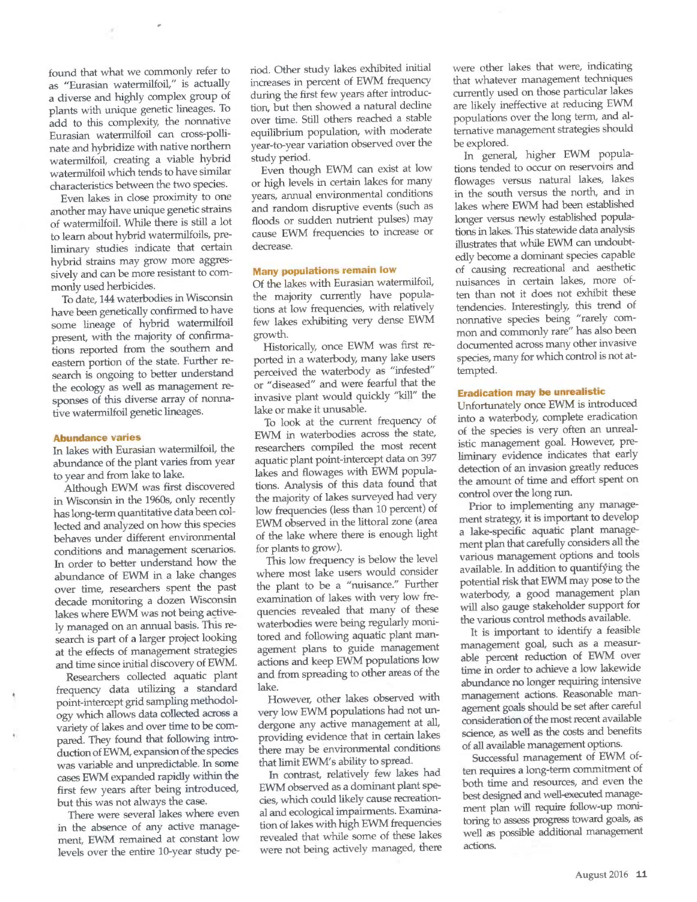found that what we commonly refer to as "Eurasian watermilfoil," is actually a diverse and highly complex group of plants with unique genetic lineages. To add to this complexity, the nonnative Eurasian watermilfoil can cross-pollinate and hybridize with native northern watermilfoil, creating a viable hybrid watermilfoil which tends to have similar characteristics between the two species.

Even lakes in close proximity to one another may have unique genetic strains of watermilfoil. While there is still a lot to learn about hybrid watermilfoils, preliminary studies indicate that certain hybrid strains may grow more aggressively and can be more resistant to commonly used herbicides.

To date, 144 waterbodies in Wisconsin have been genetically confirmed to have some lineage of hybrid watermilfoil present, with the majority of confirmations reported from the southern and eastern portion of the state. Further research is ongoing to better understand the ecology as well as management responses of this diverse array of nonnative watermilfoil genetic lineages.

## Abundance varies

In lakes with Eurasian watermilfoil, the abundance of the plant varies from year to year and from lake to lake.

Although EWM was first discovered in Wisconsin in the 1960s, only recently has long-term quantitative data been collected and analyzed on how this species behaves under different environmental conditions and management scenarios. In order to better understand how the abundance of EWM in a lake changes over time, researchers spent the past decade monitoring a dozen Wisconsin lakes where EWM was not being actively managed on an annual basis. This research is part of a larger project looking at the effects of management strategies and time since initial discovery of EWM.

Researchers collected aquatic plant frequency data utilizing a standard point-intercept grid sampling methodology which allows data collected across a variety of lakes and over time to be compared. They found that following introduction of EWM, expansion of the species was variable and unpredictable. In some cases EWM expanded rapidly within the first few years after being introduced, but this was not always the case.

There were several lakes where even in the absence of any active management, EWM remained at constant low levels over the entire 10-year study period. Other study lakes exhibited initial increases in percent of EWM frequency during the first few years after introduction, but then showed a natural decline over time. Still others reached a stable equilibrium population, with moderate year-to-year variation observed over the study period.

Even though EWM can exist at low or high levels in certain lakes for many years, annual environmental conditions and random disruptive events (such as floods or sudden nutrient pulses) may cause EWM frequencies to increase or decrease.

## Many populations remain low

Of the lakes with Eurasian watermilfoil, the majority currently have populations at low frequencies, with relatively few lakes exhibiting very dense EWM growth.

Historically, once EWM was first reported in a waterbody, many lake users perceived the waterbody as "infested" or "diseased" and were fearful that the invasive plant would quickly "kill" the lake or make it unusable.

To look at the current frequency of EWM in waterbodies across the state, researchers compiled the most recent aquatic plant point-intercept data on 397 lakes and flowages with EWM populations. Analysis of this data found that the majority of lakes surveyed had very low frequencies (less than 10 percent) of EWM observed in the littoral zone (area of the lake where there is enough light for plants to grow).

This low frequency is below the level where most lake users would consider the plant to be a "nuisance." Further examination of lakes with very low frequencies revealed that many of these waterbodies were being regularly monitored and following aquatic plant management plans to guide management actions and keep EWM populations low and from spreading to other areas of the lake.

However, other lakes observed with very low EWM populations had not undergone any active management at all, providing evidence that in certain lakes there may be environmental conditions that limit EWM's ability to spread.

In contrast, relatively few lakes had EWM observed as a dominant plant species, which could likely cause recreational and ecological impairments. Examination of lakes with high EWM frequencies revealed that while some of these lakes were not being actively managed, there were other lakes that were, indicating that whatever management techniques currently used on those particular lakes are likely ineffective at reducing EWM populations over the long term, and alternative management strategies should be explored.

In general, higher EWM populations tended to occur on reservoirs and flowages versus natural lakes, lakes in the south versus the north, and in lakes where EWM had been established longer versus newly established populations in lakes. This statewide data analysis illustrates that while EWM can undoubtedly become a dominant species capable of causing recreational and aesthetic nuisances in certain lakes, more often than not it does not exhibit these tendencies. Interestingly, this trend of nonnative species being "rarely common and commonly rare" has also been documented across many other invasive species, many for which control is not attempted.

## Eradication may be unrealistic

Unfortunately once EWM is introduced into a waterbody, complete eradication of the species is very often an unrealistic management goal. However, preliminary evidence indicates that early detection of an invasion greatly reduces the amount of time and effort spent on control over the long run.

Prior to implementing any management strategy, it is important to develop a lake-specific aquatic plant management plan that carefully considers all the various management options and tools available. In addition to quantifying the potential risk that EWM may pose to the waterbody, a good management plan will also gauge stakeholder support for the various control methods available.

It is important to identify a feasible management goal, such as a measurable percent reduction of EWM over time in order to achieve a low lakewide abundance no longer requiring intensive management actions. Reasonable management goals should be set after careful consideration of the most recent available science, as well as the costs and benefits of all available management options.

Successful management of EWM often requires a long-term commitment of both time and resources, and even the best designed and well-executed management plan will require follow-up monitoring to assess progress toward goals, as well as possible additional management actions.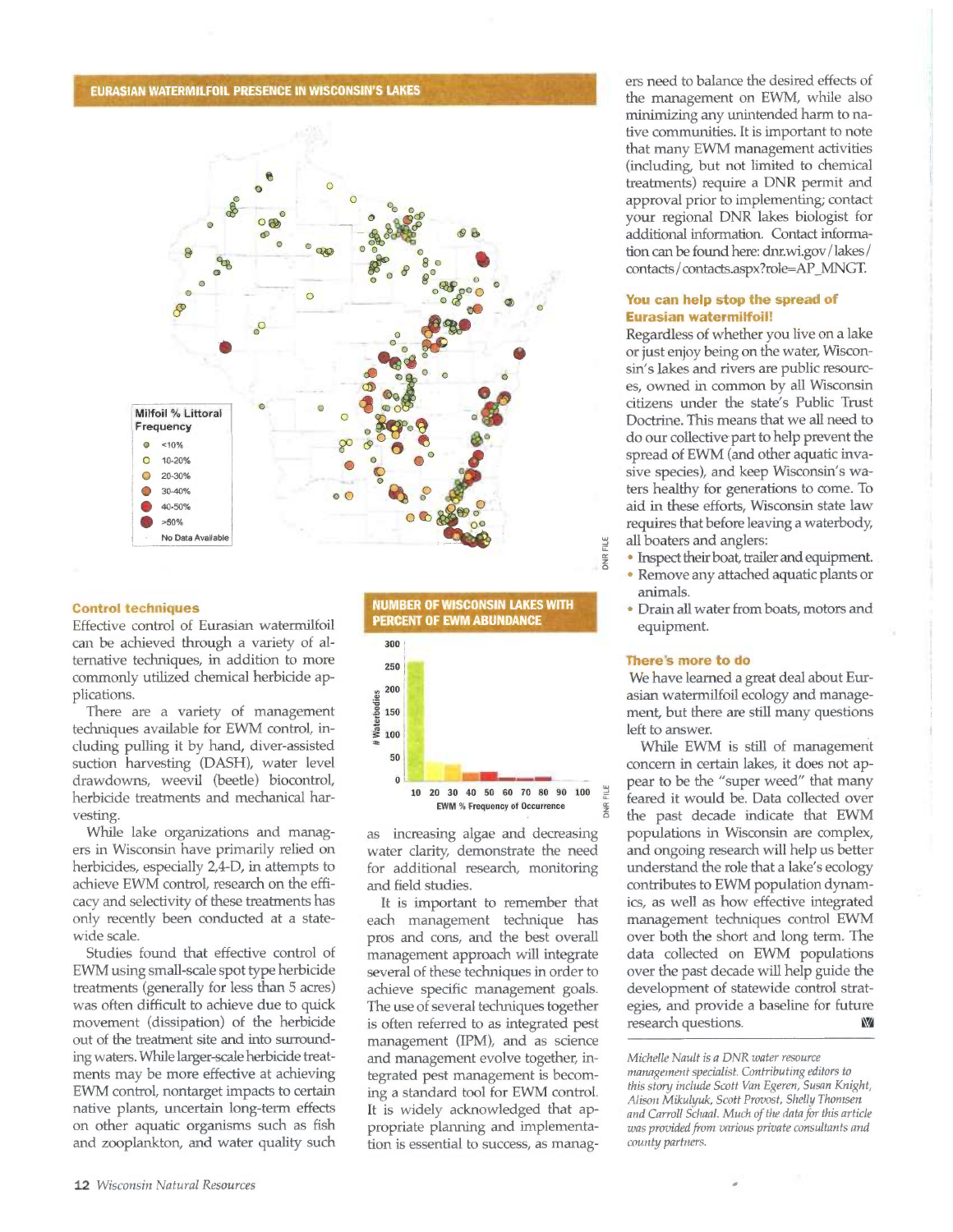## EURASIAN WATERMILFOIL PRESENCE IN WISCONSIN'S LAKES

Milfoil % Littoral Frequency
- <10%
- 10-20%
- 20-30%
- 30-40%
- 40-50%
- >50%
- No Data Available

DNR FILE

### Control techniques

Effective control of Eurasian watermilfoil can be achieved through a variety of alternative techniques, in addition to more commonly utilized chemical herbicide applications.

There are a variety of management techniques available for EWM control, including pulling it by hand, diver-assisted suction harvesting (DASH), water level drawdowns, weevil (beetle) biocontrol, herbicide treatments and mechanical harvesting.

While lake organizations and managers in Wisconsin have primarily relied on herbicides, especially 2,4-D, in attempts to achieve EWM control, research on the efficacy and selectivity of these treatments has only recently been conducted at a statewide scale.

Studies found that effective control of EWM using small-scale spot type herbicide treatments (generally for less than 5 acres) was often difficult to achieve due to quick movement (dissipation) of the herbicide out of the treatment site and into surrounding waters. While larger-scale herbicide treatments may be more effective at achieving EWM control, nontarget impacts to certain native plants, uncertain long-term effects on other aquatic organisms such as fish and zooplankton, and water quality such as increasing algae and decreasing water clarity, demonstrate the need for additional research, monitoring and field studies.

## NUMBER OF WISCONSIN LAKES WITH PERCENT OF EWM ABUNDANCE

300
250
200
150
100
50
0
# Waterbodies
10 20 30 40 50 60 70 80 90 100
EWM % Frequency of Occurrence

DNR FILE

It is important to remember that each management technique has pros and cons, and the best overall management approach will integrate several of these techniques in order to achieve specific management goals. The use of several techniques together is often referred to as integrated pest management (IPM), and as science and management evolve together, integrated pest management is becoming a standard tool for EWM control. It is widely acknowledged that appropriate planning and implementation is essential to success, as managers need to balance the desired effects of the management on EWM, while also minimizing any unintended harm to native communities. It is important to note that many EWM management activities (including, but not limited to chemical treatments) require a DNR permit and approval prior to implementing; contact your regional DNR lakes biologist for additional information. Contact information can be found here: dnr.wi.gov/lakes/contacts/contacts.aspx?role=AP_MNGT.

### You can help stop the spread of Eurasian watermilfoil!

Regardless of whether you live on a lake or just enjoy being on the water, Wisconsin's lakes and rivers are public resources, owned in common by all Wisconsin citizens under the state's Public Trust Doctrine. This means that we all need to do our collective part to help prevent the spread of EWM (and other aquatic invasive species), and keep Wisconsin's waters healthy for generations to come. To aid in these efforts, Wisconsin state law requires that before leaving a waterbody, all boaters and anglers:

- Inspect their boat, trailer and equipment.
- Remove any attached aquatic plants or animals.
- Drain all water from boats, motors and equipment.

### There's more to do

We have learned a great deal about Eurasian watermilfoil ecology and management, but there are still many questions left to answer.

While EWM is still of management concern in certain lakes, it does not appear to be the "super weed" that many feared it would be. Data collected over the past decade indicate that EWM populations in Wisconsin are complex, and ongoing research will help us better understand the role that a lake's ecology contributes to EWM population dynamics, as well as how effective integrated management techniques control EWM over both the short and long term. The data collected on EWM populations over the past decade will help guide the development of statewide control strategies, and provide a baseline for future research questions.

*Michelle Nault is a DNR water resource management specialist. Contributing editors to this story include Scott Van Egeren, Susan Knight, Alison Mikulyuk, Scott Provost, Shelly Thomsen and Carroll Schaal. Much of the data for this article was provided from various private consultants and county partners.*